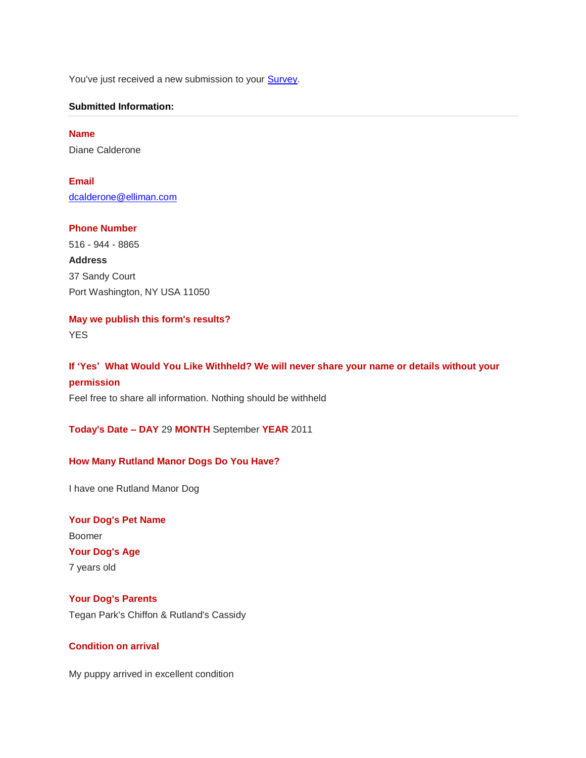You've just received a new submission to your Survey.

**Submitted Information:**

---

**Name**

Diane Calderone

**Email**

dcalderone@elliman.com

**Phone Number**

516 - 944 - 8865

**Address**

37 Sandy Court

Port Washington, NY USA 11050

**May we publish this form's results?**

YES

**If 'Yes' What Would You Like Withheld? We will never share your name or details without your permission**

Feel free to share all information. Nothing should be withheld

**Today's Date – DAY** 29 **MONTH** September **YEAR** 2011

**How Many Rutland Manor Dogs Do You Have?**

I have one Rutland Manor Dog

**Your Dog's Pet Name**

Boomer

**Your Dog's Age**

7 years old

**Your Dog's Parents**

Tegan Park's Chiffon & Rutland's Cassidy

**Condition on arrival**

My puppy arrived in excellent condition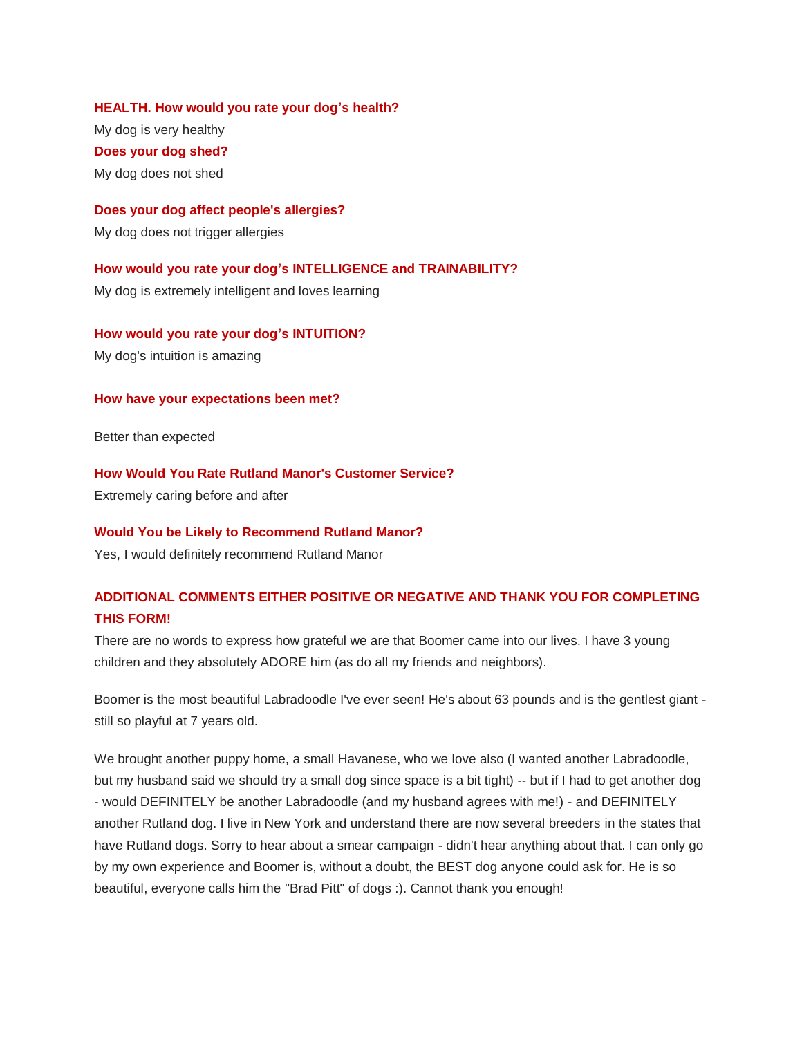**HEALTH. How would you rate your dog’s health?**

My dog is very healthy

**Does your dog shed?**

My dog does not shed

**Does your dog affect people's allergies?**

My dog does not trigger allergies

**How would you rate your dog’s INTELLIGENCE and TRAINABILITY?**

My dog is extremely intelligent and loves learning

**How would you rate your dog’s INTUITION?**

My dog's intuition is amazing

**How have your expectations been met?**

Better than expected

**How Would You Rate Rutland Manor's Customer Service?**

Extremely caring before and after

**Would You be Likely to Recommend Rutland Manor?**

Yes, I would definitely recommend Rutland Manor

**ADDITIONAL COMMENTS EITHER POSITIVE OR NEGATIVE AND THANK YOU FOR COMPLETING THIS FORM!**

There are no words to express how grateful we are that Boomer came into our lives. I have 3 young children and they absolutely ADORE him (as do all my friends and neighbors).

Boomer is the most beautiful Labradoodle I've ever seen! He's about 63 pounds and is the gentlest giant - still so playful at 7 years old.

We brought another puppy home, a small Havanese, who we love also (I wanted another Labradoodle, but my husband said we should try a small dog since space is a bit tight) -- but if I had to get another dog - would DEFINITELY be another Labradoodle (and my husband agrees with me!) - and DEFINITELY another Rutland dog. I live in New York and understand there are now several breeders in the states that have Rutland dogs. Sorry to hear about a smear campaign - didn't hear anything about that. I can only go by my own experience and Boomer is, without a doubt, the BEST dog anyone could ask for. He is so beautiful, everyone calls him the "Brad Pitt" of dogs :). Cannot thank you enough!